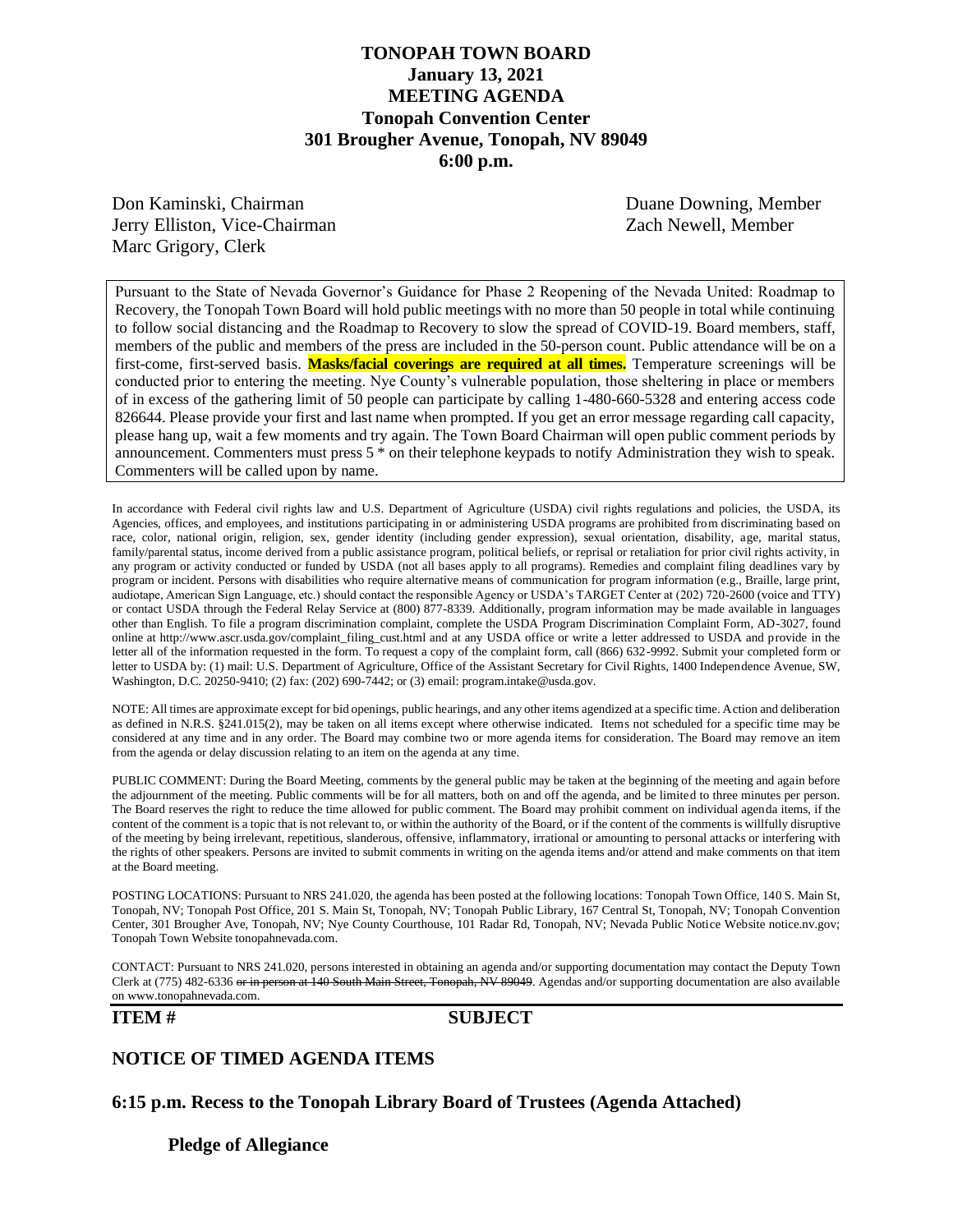# TONOPAH TOWN BOARD
## January 13, 2021
## MEETING AGENDA
## Tonopah Convention Center
## 301 Brougher Avenue, Tonopah, NV 89049
## 6:00 p.m.

Don Kaminski, Chairman
Jerry Elliston, Vice-Chairman
Marc Grigory, Clerk

Duane Downing, Member
Zach Newell, Member

Pursuant to the State of Nevada Governor's Guidance for Phase 2 Reopening of the Nevada United: Roadmap to Recovery, the Tonopah Town Board will hold public meetings with no more than 50 people in total while continuing to follow social distancing and the Roadmap to Recovery to slow the spread of COVID-19. Board members, staff, members of the public and members of the press are included in the 50-person count. Public attendance will be on a first-come, first-served basis. **Masks/facial coverings are required at all times.** Temperature screenings will be conducted prior to entering the meeting. Nye County's vulnerable population, those sheltering in place or members of in excess of the gathering limit of 50 people can participate by calling 1-480-660-5328 and entering access code 826644. Please provide your first and last name when prompted. If you get an error message regarding call capacity, please hang up, wait a few moments and try again. The Town Board Chairman will open public comment periods by announcement. Commenters must press 5 * on their telephone keypads to notify Administration they wish to speak. Commenters will be called upon by name.

In accordance with Federal civil rights law and U.S. Department of Agriculture (USDA) civil rights regulations and policies, the USDA, its Agencies, offices, and employees, and institutions participating in or administering USDA programs are prohibited from discriminating based on race, color, national origin, religion, sex, gender identity (including gender expression), sexual orientation, disability, age, marital status, family/parental status, income derived from a public assistance program, political beliefs, or reprisal or retaliation for prior civil rights activity, in any program or activity conducted or funded by USDA (not all bases apply to all programs). Remedies and complaint filing deadlines vary by program or incident. Persons with disabilities who require alternative means of communication for program information (e.g., Braille, large print, audiotape, American Sign Language, etc.) should contact the responsible Agency or USDA's TARGET Center at (202) 720-2600 (voice and TTY) or contact USDA through the Federal Relay Service at (800) 877-8339. Additionally, program information may be made available in languages other than English. To file a program discrimination complaint, complete the USDA Program Discrimination Complaint Form, AD-3027, found online at http://www.ascr.usda.gov/complaint_filing_cust.html and at any USDA office or write a letter addressed to USDA and provide in the letter all of the information requested in the form. To request a copy of the complaint form, call (866) 632-9992. Submit your completed form or letter to USDA by: (1) mail: U.S. Department of Agriculture, Office of the Assistant Secretary for Civil Rights, 1400 Independence Avenue, SW, Washington, D.C. 20250-9410; (2) fax: (202) 690-7442; or (3) email: program.intake@usda.gov.

NOTE: All times are approximate except for bid openings, public hearings, and any other items agendized at a specific time. Action and deliberation as defined in N.R.S. §241.015(2), may be taken on all items except where otherwise indicated. Items not scheduled for a specific time may be considered at any time and in any order. The Board may combine two or more agenda items for consideration. The Board may remove an item from the agenda or delay discussion relating to an item on the agenda at any time.

PUBLIC COMMENT: During the Board Meeting, comments by the general public may be taken at the beginning of the meeting and again before the adjournment of the meeting. Public comments will be for all matters, both on and off the agenda, and be limited to three minutes per person. The Board reserves the right to reduce the time allowed for public comment. The Board may prohibit comment on individual agenda items, if the content of the comment is a topic that is not relevant to, or within the authority of the Board, or if the content of the comments is willfully disruptive of the meeting by being irrelevant, repetitious, slanderous, offensive, inflammatory, irrational or amounting to personal attacks or interfering with the rights of other speakers. Persons are invited to submit comments in writing on the agenda items and/or attend and make comments on that item at the Board meeting.

POSTING LOCATIONS: Pursuant to NRS 241.020, the agenda has been posted at the following locations: Tonopah Town Office, 140 S. Main St, Tonopah, NV; Tonopah Post Office, 201 S. Main St, Tonopah, NV; Tonopah Public Library, 167 Central St, Tonopah, NV; Tonopah Convention Center, 301 Brougher Ave, Tonopah, NV; Nye County Courthouse, 101 Radar Rd, Tonopah, NV; Nevada Public Notice Website notice.nv.gov; Tonopah Town Website tonopahnevada.com.

CONTACT: Pursuant to NRS 241.020, persons interested in obtaining an agenda and/or supporting documentation may contact the Deputy Town Clerk at (775) 482-6336 ~~or in person at 140 South Main Street, Tonopah, NV 89049~~. Agendas and/or supporting documentation are also available on www.tonopahnevada.com.

**ITEM #** **SUBJECT**

## NOTICE OF TIMED AGENDA ITEMS

## 6:15 p.m. Recess to the Tonopah Library Board of Trustees (Agenda Attached)

**Pledge of Allegiance**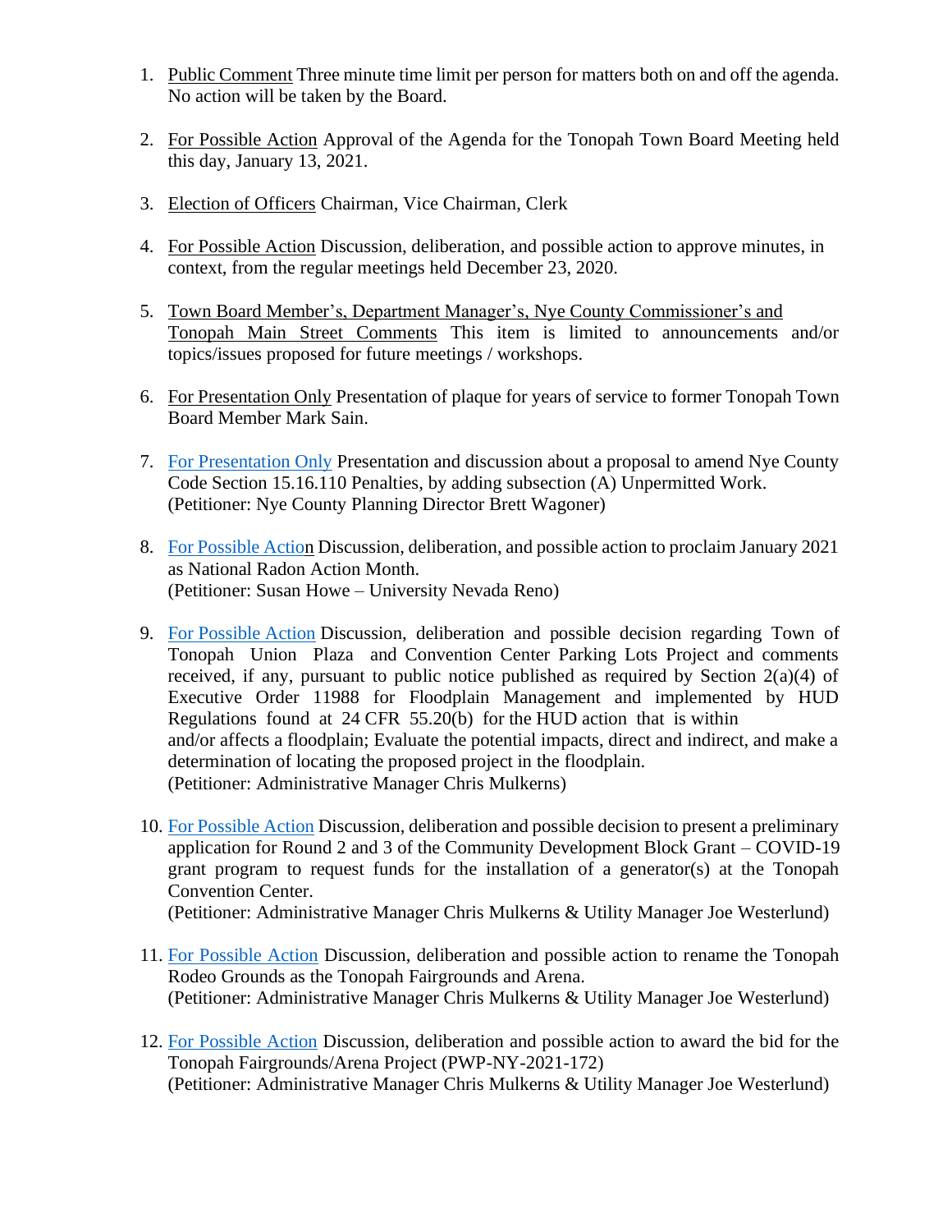1. Public Comment Three minute time limit per person for matters both on and off the agenda. No action will be taken by the Board.

2. For Possible Action Approval of the Agenda for the Tonopah Town Board Meeting held this day, January 13, 2021.

3. Election of Officers Chairman, Vice Chairman, Clerk

4. For Possible Action Discussion, deliberation, and possible action to approve minutes, in context, from the regular meetings held December 23, 2020.

5. Town Board Member's, Department Manager's, Nye County Commissioner's and Tonopah Main Street Comments This item is limited to announcements and/or topics/issues proposed for future meetings / workshops.

6. For Presentation Only Presentation of plaque for years of service to former Tonopah Town Board Member Mark Sain.

7. For Presentation Only Presentation and discussion about a proposal to amend Nye County Code Section 15.16.110 Penalties, by adding subsection (A) Unpermitted Work.
(Petitioner: Nye County Planning Director Brett Wagoner)

8. For Possible Action Discussion, deliberation, and possible action to proclaim January 2021 as National Radon Action Month.
(Petitioner: Susan Howe – University Nevada Reno)

9. For Possible Action Discussion, deliberation and possible decision regarding Town of Tonopah Union Plaza and Convention Center Parking Lots Project and comments received, if any, pursuant to public notice published as required by Section 2(a)(4) of Executive Order 11988 for Floodplain Management and implemented by HUD Regulations found at 24 CFR 55.20(b) for the HUD action that is within and/or affects a floodplain; Evaluate the potential impacts, direct and indirect, and make a determination of locating the proposed project in the floodplain.
(Petitioner: Administrative Manager Chris Mulkerns)

10. For Possible Action Discussion, deliberation and possible decision to present a preliminary application for Round 2 and 3 of the Community Development Block Grant – COVID-19 grant program to request funds for the installation of a generator(s) at the Tonopah Convention Center.
(Petitioner: Administrative Manager Chris Mulkerns & Utility Manager Joe Westerlund)

11. For Possible Action Discussion, deliberation and possible action to rename the Tonopah Rodeo Grounds as the Tonopah Fairgrounds and Arena.
(Petitioner: Administrative Manager Chris Mulkerns & Utility Manager Joe Westerlund)

12. For Possible Action Discussion, deliberation and possible action to award the bid for the Tonopah Fairgrounds/Arena Project (PWP-NY-2021-172)
(Petitioner: Administrative Manager Chris Mulkerns & Utility Manager Joe Westerlund)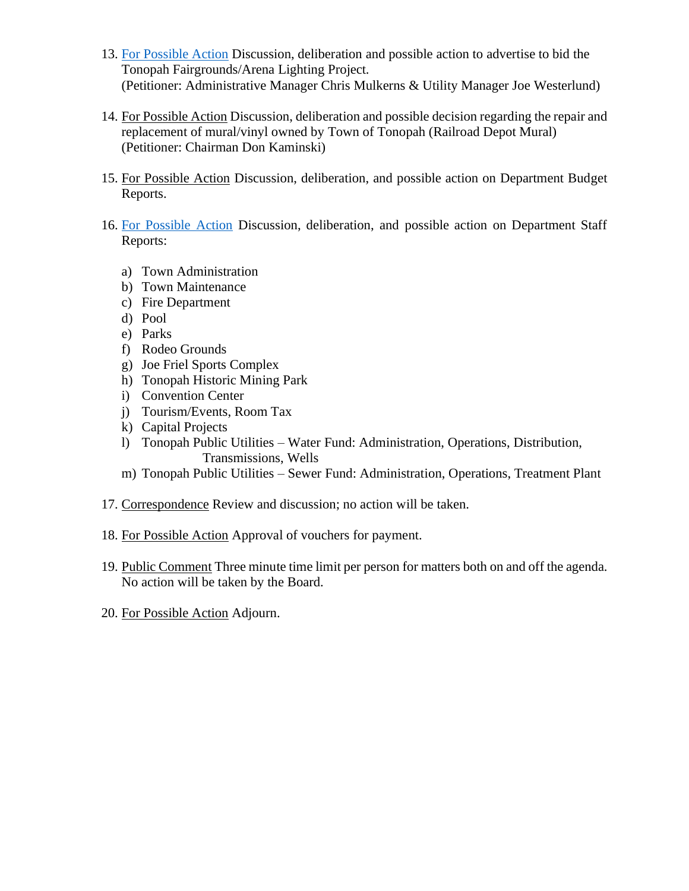13. For Possible Action Discussion, deliberation and possible action to advertise to bid the Tonopah Fairgrounds/Arena Lighting Project.
    (Petitioner: Administrative Manager Chris Mulkerns & Utility Manager Joe Westerlund)

14. For Possible Action Discussion, deliberation and possible decision regarding the repair and replacement of mural/vinyl owned by Town of Tonopah (Railroad Depot Mural)
    (Petitioner: Chairman Don Kaminski)

15. For Possible Action Discussion, deliberation, and possible action on Department Budget Reports.

16. For Possible Action Discussion, deliberation, and possible action on Department Staff Reports:

    a) Town Administration
    b) Town Maintenance
    c) Fire Department
    d) Pool
    e) Parks
    f) Rodeo Grounds
    g) Joe Friel Sports Complex
    h) Tonopah Historic Mining Park
    i) Convention Center
    j) Tourism/Events, Room Tax
    k) Capital Projects
    l) Tonopah Public Utilities – Water Fund: Administration, Operations, Distribution, Transmissions, Wells
    m) Tonopah Public Utilities – Sewer Fund: Administration, Operations, Treatment Plant

17. Correspondence Review and discussion; no action will be taken.

18. For Possible Action Approval of vouchers for payment.

19. Public Comment Three minute time limit per person for matters both on and off the agenda. No action will be taken by the Board.

20. For Possible Action Adjourn.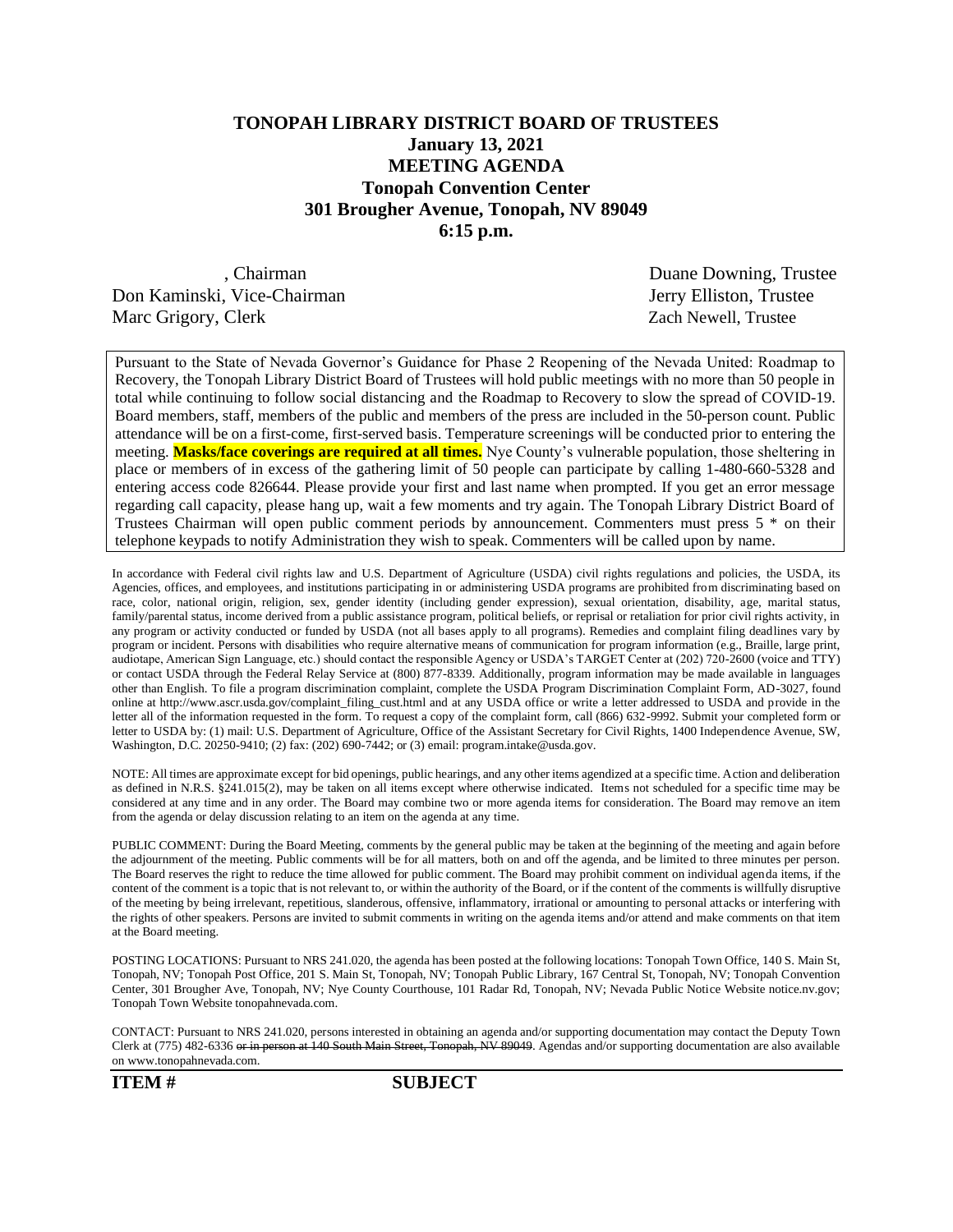# TONOPAH LIBRARY DISTRICT BOARD OF TRUSTEES
## January 13, 2021
## MEETING AGENDA
## Tonopah Convention Center
## 301 Brougher Avenue, Tonopah, NV 89049
## 6:15 p.m.

, Chairman
Don Kaminski, Vice-Chairman
Marc Grigory, Clerk

Duane Downing, Trustee
Jerry Elliston, Trustee
Zach Newell, Trustee

Pursuant to the State of Nevada Governor's Guidance for Phase 2 Reopening of the Nevada United: Roadmap to Recovery, the Tonopah Library District Board of Trustees will hold public meetings with no more than 50 people in total while continuing to follow social distancing and the Roadmap to Recovery to slow the spread of COVID-19. Board members, staff, members of the public and members of the press are included in the 50-person count. Public attendance will be on a first-come, first-served basis. Temperature screenings will be conducted prior to entering the meeting. **Masks/face coverings are required at all times.** Nye County's vulnerable population, those sheltering in place or members of in excess of the gathering limit of 50 people can participate by calling 1-480-660-5328 and entering access code 826644. Please provide your first and last name when prompted. If you get an error message regarding call capacity, please hang up, wait a few moments and try again. The Tonopah Library District Board of Trustees Chairman will open public comment periods by announcement. Commenters must press 5 * on their telephone keypads to notify Administration they wish to speak. Commenters will be called upon by name.

In accordance with Federal civil rights law and U.S. Department of Agriculture (USDA) civil rights regulations and policies, the USDA, its Agencies, offices, and employees, and institutions participating in or administering USDA programs are prohibited from discriminating based on race, color, national origin, religion, sex, gender identity (including gender expression), sexual orientation, disability, age, marital status, family/parental status, income derived from a public assistance program, political beliefs, or reprisal or retaliation for prior civil rights activity, in any program or activity conducted or funded by USDA (not all bases apply to all programs). Remedies and complaint filing deadlines vary by program or incident. Persons with disabilities who require alternative means of communication for program information (e.g., Braille, large print, audiotape, American Sign Language, etc.) should contact the responsible Agency or USDA's TARGET Center at (202) 720-2600 (voice and TTY) or contact USDA through the Federal Relay Service at (800) 877-8339. Additionally, program information may be made available in languages other than English. To file a program discrimination complaint, complete the USDA Program Discrimination Complaint Form, AD-3027, found online at http://www.ascr.usda.gov/complaint_filing_cust.html and at any USDA office or write a letter addressed to USDA and provide in the letter all of the information requested in the form. To request a copy of the complaint form, call (866) 632-9992. Submit your completed form or letter to USDA by: (1) mail: U.S. Department of Agriculture, Office of the Assistant Secretary for Civil Rights, 1400 Independence Avenue, SW, Washington, D.C. 20250-9410; (2) fax: (202) 690-7442; or (3) email: program.intake@usda.gov.

NOTE: All times are approximate except for bid openings, public hearings, and any other items agendized at a specific time. Action and deliberation as defined in N.R.S. §241.015(2), may be taken on all items except where otherwise indicated. Items not scheduled for a specific time may be considered at any time and in any order. The Board may combine two or more agenda items for consideration. The Board may remove an item from the agenda or delay discussion relating to an item on the agenda at any time.

PUBLIC COMMENT: During the Board Meeting, comments by the general public may be taken at the beginning of the meeting and again before the adjournment of the meeting. Public comments will be for all matters, both on and off the agenda, and be limited to three minutes per person. The Board reserves the right to reduce the time allowed for public comment. The Board may prohibit comment on individual agenda items, if the content of the comment is a topic that is not relevant to, or within the authority of the Board, or if the content of the comments is willfully disruptive of the meeting by being irrelevant, repetitious, slanderous, offensive, inflammatory, irrational or amounting to personal attacks or interfering with the rights of other speakers. Persons are invited to submit comments in writing on the agenda items and/or attend and make comments on that item at the Board meeting.

POSTING LOCATIONS: Pursuant to NRS 241.020, the agenda has been posted at the following locations: Tonopah Town Office, 140 S. Main St, Tonopah, NV; Tonopah Post Office, 201 S. Main St, Tonopah, NV; Tonopah Public Library, 167 Central St, Tonopah, NV; Tonopah Convention Center, 301 Brougher Ave, Tonopah, NV; Nye County Courthouse, 101 Radar Rd, Tonopah, NV; Nevada Public Notice Website notice.nv.gov; Tonopah Town Website tonopahnevada.com.

CONTACT: Pursuant to NRS 241.020, persons interested in obtaining an agenda and/or supporting documentation may contact the Deputy Town Clerk at (775) 482-6336 ~~or in person at 140 South Main Street, Tonopah, NV 89049~~. Agendas and/or supporting documentation are also available on www.tonopahnevada.com.

**ITEM #** **SUBJECT**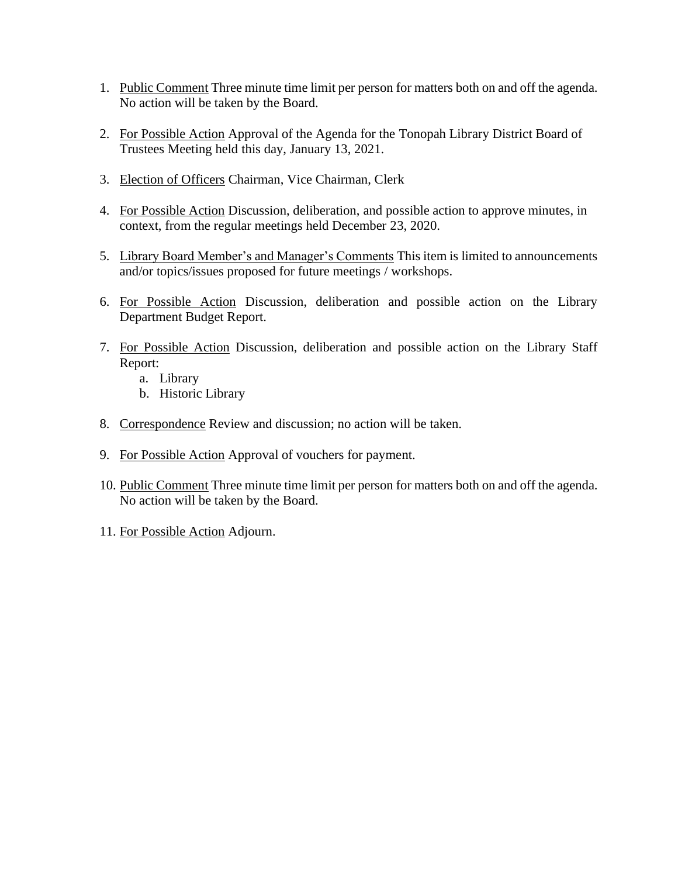1. Public Comment Three minute time limit per person for matters both on and off the agenda. No action will be taken by the Board.

2. For Possible Action Approval of the Agenda for the Tonopah Library District Board of Trustees Meeting held this day, January 13, 2021.

3. Election of Officers Chairman, Vice Chairman, Clerk

4. For Possible Action Discussion, deliberation, and possible action to approve minutes, in context, from the regular meetings held December 23, 2020.

5. Library Board Member's and Manager's Comments This item is limited to announcements and/or topics/issues proposed for future meetings / workshops.

6. For Possible Action Discussion, deliberation and possible action on the Library Department Budget Report.

7. For Possible Action Discussion, deliberation and possible action on the Library Staff Report:
   a. Library
   b. Historic Library

8. Correspondence Review and discussion; no action will be taken.

9. For Possible Action Approval of vouchers for payment.

10. Public Comment Three minute time limit per person for matters both on and off the agenda. No action will be taken by the Board.

11. For Possible Action Adjourn.